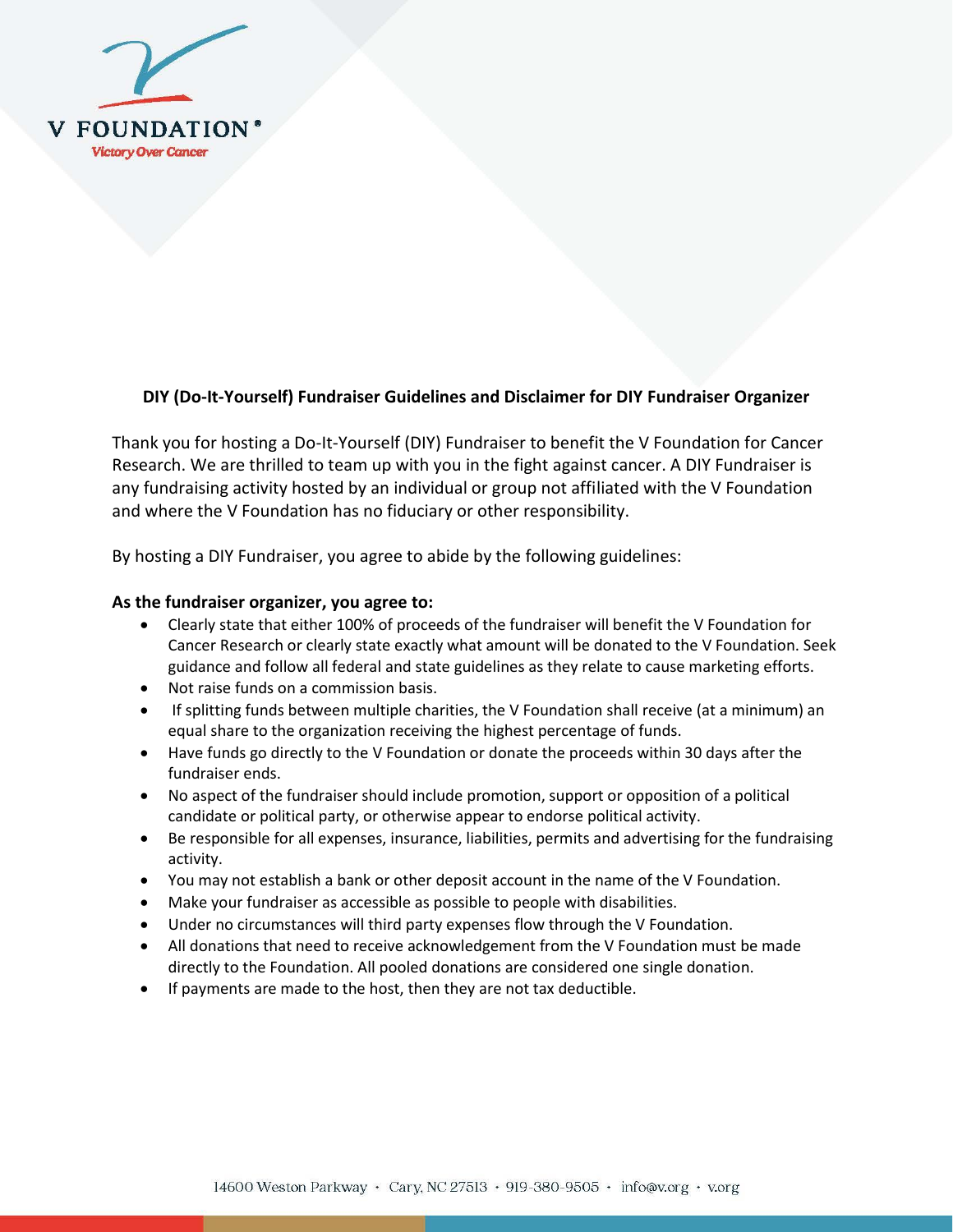V FOUNDATION®
Victory Over Cancer

**DIY (Do-It-Yourself) Fundraiser Guidelines and Disclaimer for DIY Fundraiser Organizer**

Thank you for hosting a Do-It-Yourself (DIY) Fundraiser to benefit the V Foundation for Cancer Research. We are thrilled to team up with you in the fight against cancer. A DIY Fundraiser is any fundraising activity hosted by an individual or group not affiliated with the V Foundation and where the V Foundation has no fiduciary or other responsibility.

By hosting a DIY Fundraiser, you agree to abide by the following guidelines:

**As the fundraiser organizer, you agree to:**

- Clearly state that either 100% of proceeds of the fundraiser will benefit the V Foundation for Cancer Research or clearly state exactly what amount will be donated to the V Foundation. Seek guidance and follow all federal and state guidelines as they relate to cause marketing efforts.
- Not raise funds on a commission basis.
- If splitting funds between multiple charities, the V Foundation shall receive (at a minimum) an equal share to the organization receiving the highest percentage of funds.
- Have funds go directly to the V Foundation or donate the proceeds within 30 days after the fundraiser ends.
- No aspect of the fundraiser should include promotion, support or opposition of a political candidate or political party, or otherwise appear to endorse political activity.
- Be responsible for all expenses, insurance, liabilities, permits and advertising for the fundraising activity.
- You may not establish a bank or other deposit account in the name of the V Foundation.
- Make your fundraiser as accessible as possible to people with disabilities.
- Under no circumstances will third party expenses flow through the V Foundation.
- All donations that need to receive acknowledgement from the V Foundation must be made directly to the Foundation. All pooled donations are considered one single donation.
- If payments are made to the host, then they are not tax deductible.

14600 Weston Parkway · Cary, NC 27513 · 919-380-9505 · info@v.org · v.org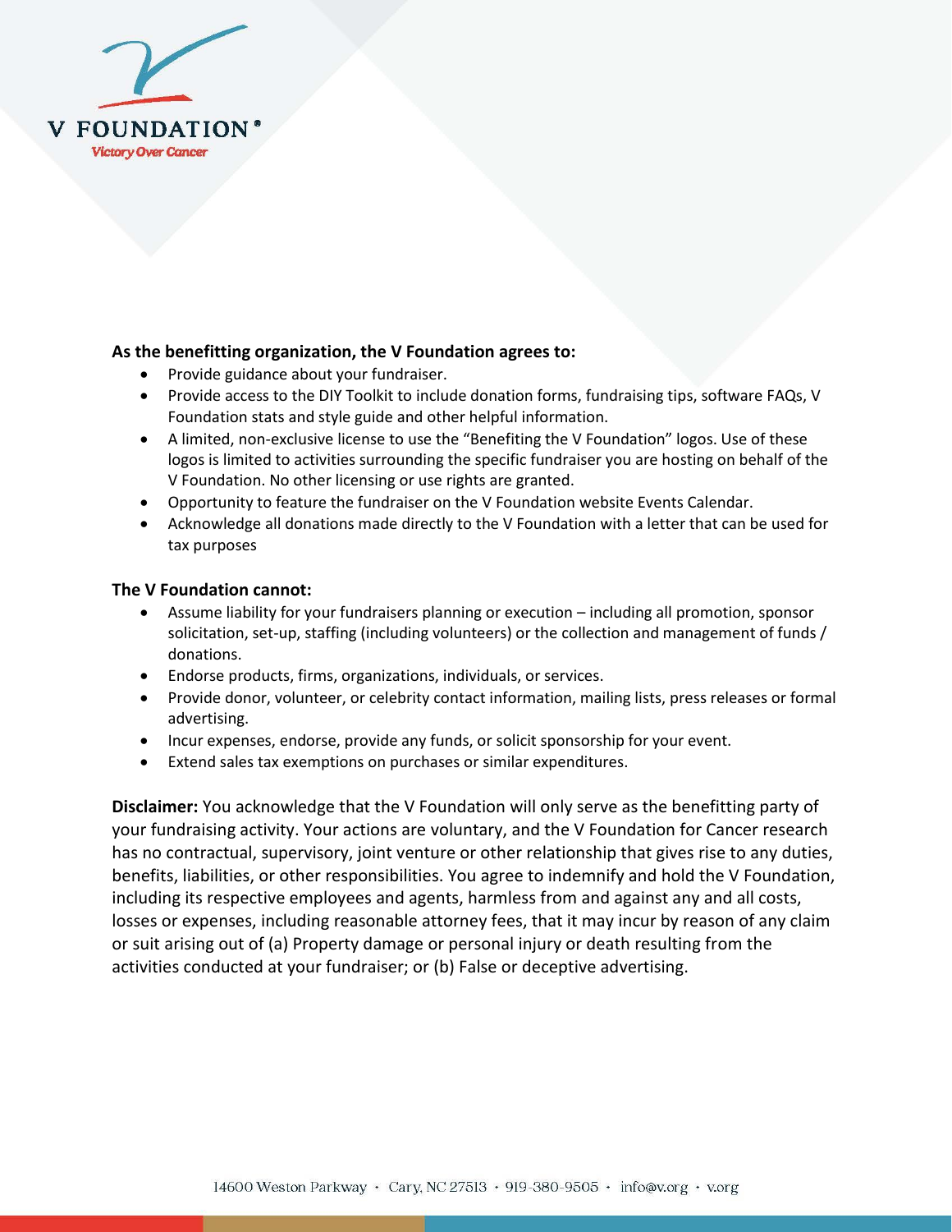V FOUNDATION®
Victory Over Cancer

**As the benefitting organization, the V Foundation agrees to:**

- Provide guidance about your fundraiser.
- Provide access to the DIY Toolkit to include donation forms, fundraising tips, software FAQs, V Foundation stats and style guide and other helpful information.
- A limited, non-exclusive license to use the "Benefiting the V Foundation" logos. Use of these logos is limited to activities surrounding the specific fundraiser you are hosting on behalf of the V Foundation. No other licensing or use rights are granted.
- Opportunity to feature the fundraiser on the V Foundation website Events Calendar.
- Acknowledge all donations made directly to the V Foundation with a letter that can be used for tax purposes

**The V Foundation cannot:**

- Assume liability for your fundraisers planning or execution – including all promotion, sponsor solicitation, set-up, staffing (including volunteers) or the collection and management of funds / donations.
- Endorse products, firms, organizations, individuals, or services.
- Provide donor, volunteer, or celebrity contact information, mailing lists, press releases or formal advertising.
- Incur expenses, endorse, provide any funds, or solicit sponsorship for your event.
- Extend sales tax exemptions on purchases or similar expenditures.

**Disclaimer:** You acknowledge that the V Foundation will only serve as the benefitting party of your fundraising activity. Your actions are voluntary, and the V Foundation for Cancer research has no contractual, supervisory, joint venture or other relationship that gives rise to any duties, benefits, liabilities, or other responsibilities. You agree to indemnify and hold the V Foundation, including its respective employees and agents, harmless from and against any and all costs, losses or expenses, including reasonable attorney fees, that it may incur by reason of any claim or suit arising out of (a) Property damage or personal injury or death resulting from the activities conducted at your fundraiser; or (b) False or deceptive advertising.

14600 Weston Parkway · Cary, NC 27513 · 919-380-9505 · info@v.org · v.org